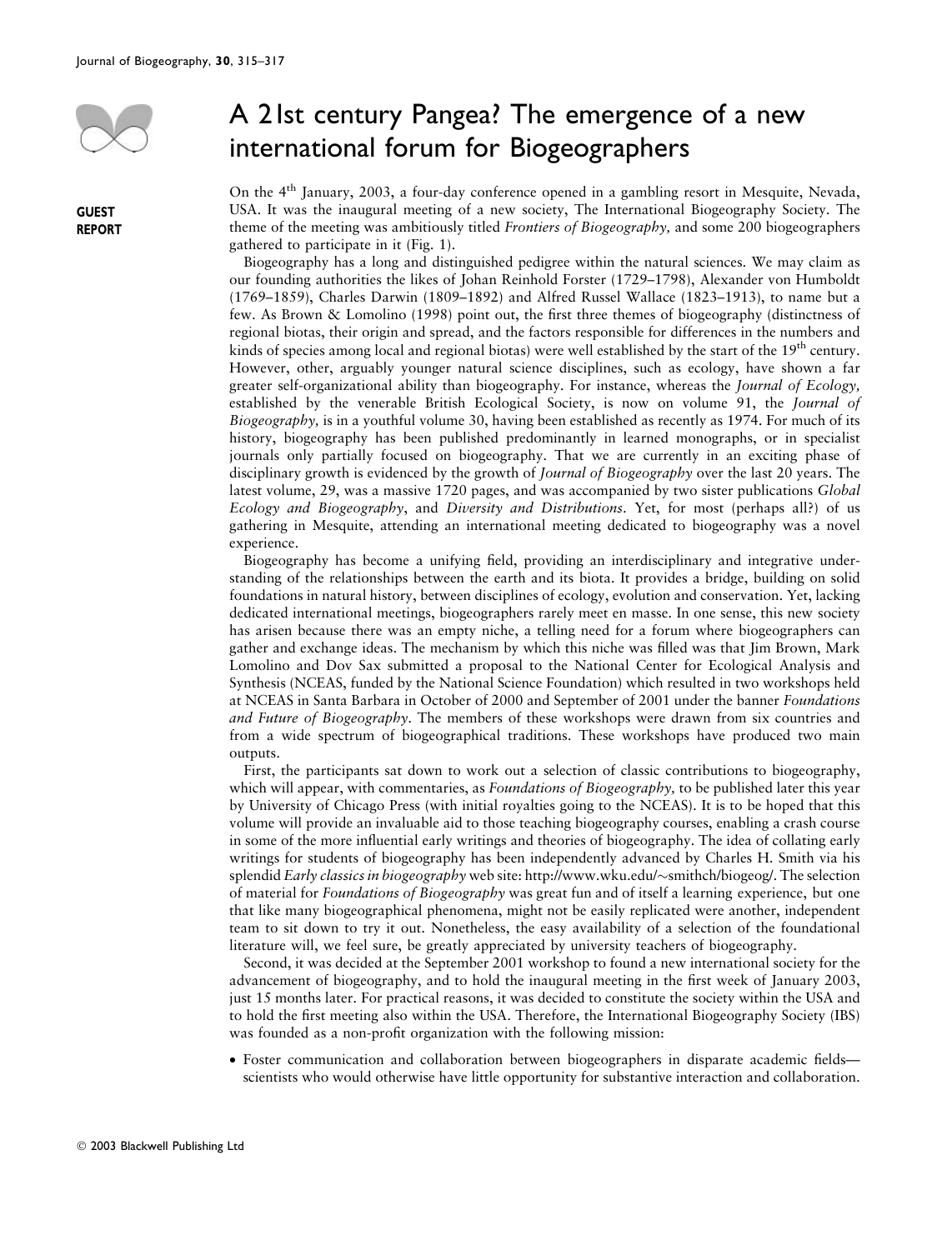GUEST REPORT

# A 21st century Pangea? The emergence of a new international forum for Biogeographers

On the 4th January, 2003, a four-day conference opened in a gambling resort in Mesquite, Nevada, USA. It was the inaugural meeting of a new society, The International Biogeography Society. The theme of the meeting was ambitiously titled *Frontiers of Biogeography,* and some 200 biogeographers gathered to participate in it (Fig. 1).

Biogeography has a long and distinguished pedigree within the natural sciences. We may claim as our founding authorities the likes of Johan Reinhold Forster (1729–1798), Alexander von Humboldt (1769–1859), Charles Darwin (1809–1892) and Alfred Russel Wallace (1823–1913), to name but a few. As Brown & Lomolino (1998) point out, the first three themes of biogeography (distinctness of regional biotas, their origin and spread, and the factors responsible for differences in the numbers and kinds of species among local and regional biotas) were well established by the start of the 19th century. However, other, arguably younger natural science disciplines, such as ecology, have shown a far greater self-organizational ability than biogeography. For instance, whereas the *Journal of Ecology,* established by the venerable British Ecological Society, is now on volume 91, the *Journal of Biogeography,* is in a youthful volume 30, having been established as recently as 1974. For much of its history, biogeography has been published predominantly in learned monographs, or in specialist journals only partially focused on biogeography. That we are currently in an exciting phase of disciplinary growth is evidenced by the growth of *Journal of Biogeography* over the last 20 years. The latest volume, 29, was a massive 1720 pages, and was accompanied by two sister publications *Global Ecology and Biogeography*, and *Diversity and Distributions*. Yet, for most (perhaps all?) of us gathering in Mesquite, attending an international meeting dedicated to biogeography was a novel experience.

Biogeography has become a unifying field, providing an interdisciplinary and integrative understanding of the relationships between the earth and its biota. It provides a bridge, building on solid foundations in natural history, between disciplines of ecology, evolution and conservation. Yet, lacking dedicated international meetings, biogeographers rarely meet en masse. In one sense, this new society has arisen because there was an empty niche, a telling need for a forum where biogeographers can gather and exchange ideas. The mechanism by which this niche was filled was that Jim Brown, Mark Lomolino and Dov Sax submitted a proposal to the National Center for Ecological Analysis and Synthesis (NCEAS, funded by the National Science Foundation) which resulted in two workshops held at NCEAS in Santa Barbara in October of 2000 and September of 2001 under the banner *Foundations and Future of Biogeography*. The members of these workshops were drawn from six countries and from a wide spectrum of biogeographical traditions. These workshops have produced two main outputs.

First, the participants sat down to work out a selection of classic contributions to biogeography, which will appear, with commentaries, as *Foundations of Biogeography,* to be published later this year by University of Chicago Press (with initial royalties going to the NCEAS). It is to be hoped that this volume will provide an invaluable aid to those teaching biogeography courses, enabling a crash course in some of the more influential early writings and theories of biogeography. The idea of collating early writings for students of biogeography has been independently advanced by Charles H. Smith via his splendid *Early classics in biogeography* web site: http://www.wku.edu/~smithch/biogeog/. The selection of material for *Foundations of Biogeography* was great fun and of itself a learning experience, but one that like many biogeographical phenomena, might not be easily replicated were another, independent team to sit down to try it out. Nonetheless, the easy availability of a selection of the foundational literature will, we feel sure, be greatly appreciated by university teachers of biogeography.

Second, it was decided at the September 2001 workshop to found a new international society for the advancement of biogeography, and to hold the inaugural meeting in the first week of January 2003, just 15 months later. For practical reasons, it was decided to constitute the society within the USA and to hold the first meeting also within the USA. Therefore, the International Biogeography Society (IBS) was founded as a non-profit organization with the following mission:

- Foster communication and collaboration between biogeographers in disparate academic fields—scientists who would otherwise have little opportunity for substantive interaction and collaboration.

© 2003 Blackwell Publishing Ltd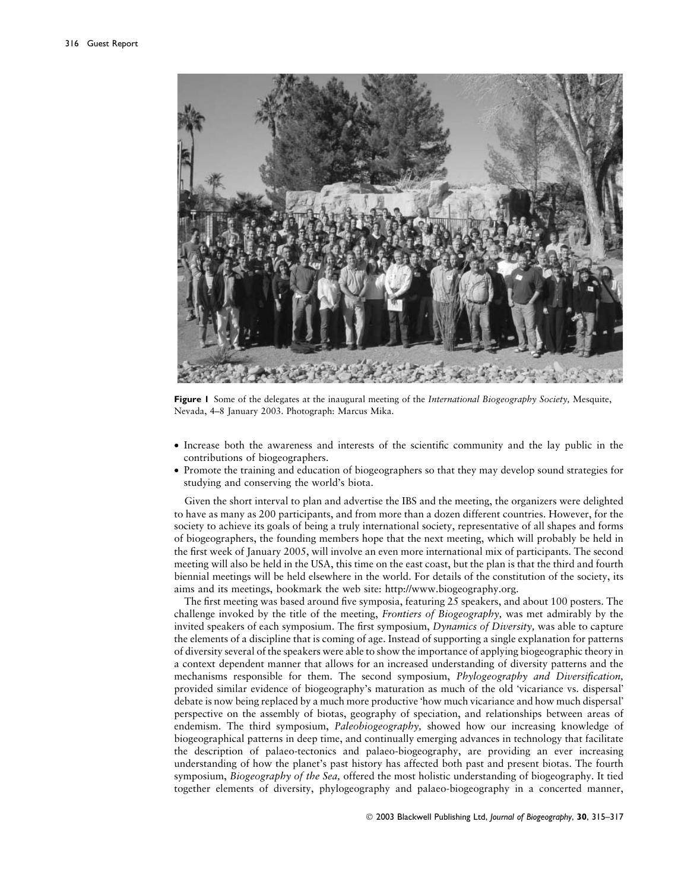**Figure 1** Some of the delegates at the inaugural meeting of the *International Biogeography Society,* Mesquite, Nevada, 4–8 January 2003. Photograph: Marcus Mika.

- Increase both the awareness and interests of the scientific community and the lay public in the contributions of biogeographers.
- Promote the training and education of biogeographers so that they may develop sound strategies for studying and conserving the world's biota.

Given the short interval to plan and advertise the IBS and the meeting, the organizers were delighted to have as many as 200 participants, and from more than a dozen different countries. However, for the society to achieve its goals of being a truly international society, representative of all shapes and forms of biogeographers, the founding members hope that the next meeting, which will probably be held in the first week of January 2005, will involve an even more international mix of participants. The second meeting will also be held in the USA, this time on the east coast, but the plan is that the third and fourth biennial meetings will be held elsewhere in the world. For details of the constitution of the society, its aims and its meetings, bookmark the web site: http://www.biogeography.org.

The first meeting was based around five symposia, featuring 25 speakers, and about 100 posters. The challenge invoked by the title of the meeting, *Frontiers of Biogeography,* was met admirably by the invited speakers of each symposium. The first symposium, *Dynamics of Diversity,* was able to capture the elements of a discipline that is coming of age. Instead of supporting a single explanation for patterns of diversity several of the speakers were able to show the importance of applying biogeographic theory in a context dependent manner that allows for an increased understanding of diversity patterns and the mechanisms responsible for them. The second symposium, *Phylogeography and Diversification,* provided similar evidence of biogeography's maturation as much of the old 'vicariance vs. dispersal' debate is now being replaced by a much more productive 'how much vicariance and how much dispersal' perspective on the assembly of biotas, geography of speciation, and relationships between areas of endemism. The third symposium, *Paleobiogeography,* showed how our increasing knowledge of biogeographical patterns in deep time, and continually emerging advances in technology that facilitate the description of palaeo-tectonics and palaeo-biogeography, are providing an ever increasing understanding of how the planet's past history has affected both past and present biotas. The fourth symposium, *Biogeography of the Sea,* offered the most holistic understanding of biogeography. It tied together elements of diversity, phylogeography and palaeo-biogeography in a concerted manner,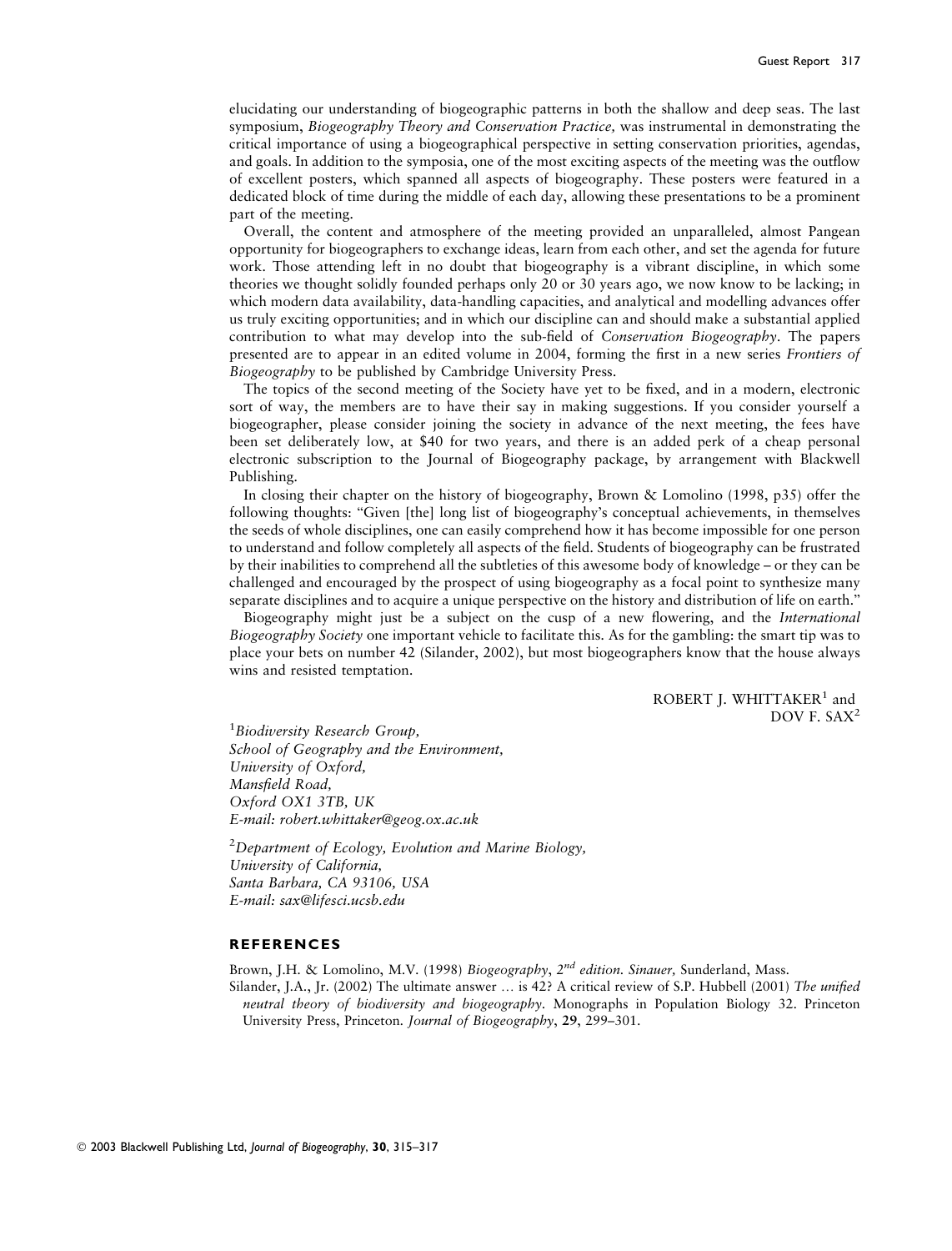elucidating our understanding of biogeographic patterns in both the shallow and deep seas. The last symposium, *Biogeography Theory and Conservation Practice,* was instrumental in demonstrating the critical importance of using a biogeographical perspective in setting conservation priorities, agendas, and goals. In addition to the symposia, one of the most exciting aspects of the meeting was the outflow of excellent posters, which spanned all aspects of biogeography. These posters were featured in a dedicated block of time during the middle of each day, allowing these presentations to be a prominent part of the meeting.

Overall, the content and atmosphere of the meeting provided an unparalleled, almost Pangean opportunity for biogeographers to exchange ideas, learn from each other, and set the agenda for future work. Those attending left in no doubt that biogeography is a vibrant discipline, in which some theories we thought solidly founded perhaps only 20 or 30 years ago, we now know to be lacking; in which modern data availability, data-handling capacities, and analytical and modelling advances offer us truly exciting opportunities; and in which our discipline can and should make a substantial applied contribution to what may develop into the sub-field of *Conservation Biogeography*. The papers presented are to appear in an edited volume in 2004, forming the first in a new series *Frontiers of Biogeography* to be published by Cambridge University Press.

The topics of the second meeting of the Society have yet to be fixed, and in a modern, electronic sort of way, the members are to have their say in making suggestions. If you consider yourself a biogeographer, please consider joining the society in advance of the next meeting, the fees have been set deliberately low, at $40 for two years, and there is an added perk of a cheap personal electronic subscription to the Journal of Biogeography package, by arrangement with Blackwell Publishing.

In closing their chapter on the history of biogeography, Brown & Lomolino (1998, p35) offer the following thoughts: "Given [the] long list of biogeography's conceptual achievements, in themselves the seeds of whole disciplines, one can easily comprehend how it has become impossible for one person to understand and follow completely all aspects of the field. Students of biogeography can be frustrated by their inabilities to comprehend all the subtleties of this awesome body of knowledge – or they can be challenged and encouraged by the prospect of using biogeography as a focal point to synthesize many separate disciplines and to acquire a unique perspective on the history and distribution of life on earth."

Biogeography might just be a subject on the cusp of a new flowering, and the *International Biogeography Society* one important vehicle to facilitate this. As for the gambling: the smart tip was to place your bets on number 42 (Silander, 2002), but most biogeographers know that the house always wins and resisted temptation.

ROBERT J. WHITTAKER[1] and DOV F. SAX[2]

[1]*Biodiversity Research Group,*
*School of Geography and the Environment,*
*University of Oxford,*
*Mansfield Road,*
*Oxford OX1 3TB, UK*
*E-mail: robert.whittaker@geog.ox.ac.uk*

[2]*Department of Ecology, Evolution and Marine Biology,*
*University of California,*
*Santa Barbara, CA 93106, USA*
*E-mail: sax@lifesci.ucsb.edu*

## REFERENCES

Brown, J.H. & Lomolino, M.V. (1998) *Biogeography*, *2nd edition. Sinauer,* Sunderland, Mass.

Silander, J.A., Jr. (2002) The ultimate answer … is 42? A critical review of S.P. Hubbell (2001) *The unified neutral theory of biodiversity and biogeography*. Monographs in Population Biology 32. Princeton University Press, Princeton. *Journal of Biogeography*, **29**, 299–301.